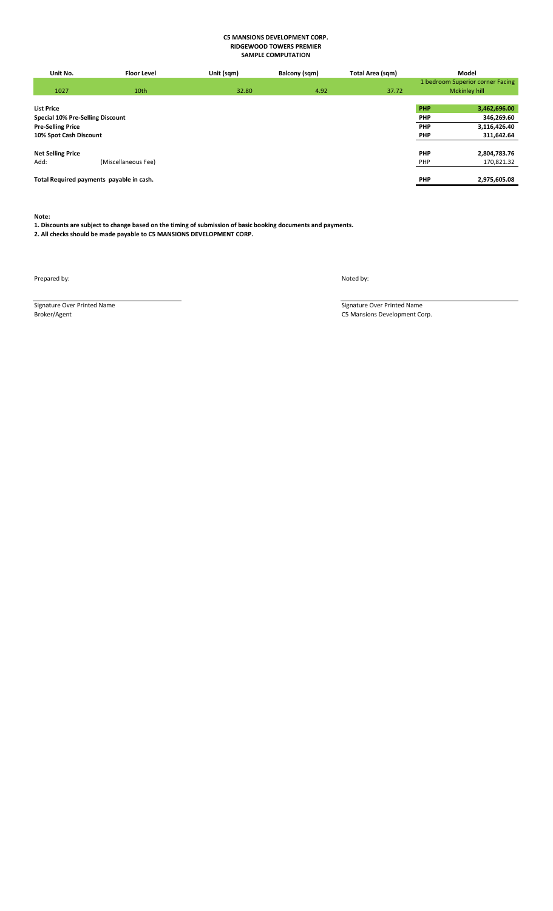**C5 MANSIONS DEVELOPMENT CORP.**
**RIDGEWOOD TOWERS PREMIER**
**SAMPLE COMPUTATION**

| Unit No. | Floor Level | Unit (sqm) | Balcony (sqm) | Total Area (sqm) | Model |
|---|---|---|---|---|---|
| 1027 | 10th | 32.80 | 4.92 | 37.72 | 1 bedroom Superior corner Facing Mckinley hill |

| | | | |
|---|---|---|---|
| **List Price** | | **PHP** | **3,462,696.00** |
| **Special 10% Pre-Selling Discount** | | **PHP** | **346,269.60** |
| **Pre-Selling Price** | | **PHP** | **3,116,426.40** |
| **10% Spot Cash Discount** | | **PHP** | **311,642.64** |
| **Net Selling Price** | | **PHP** | **2,804,783.76** |
| Add: | (Miscellaneous Fee) | PHP | 170,821.32 |
| **Total Required payments payable in cash.** | | **PHP** | **2,975,605.08** |

**Note:**

**1. Discounts are subject to change based on the timing of submission of basic booking documents and payments.**

**2. All checks should be made payable to C5 MANSIONS DEVELOPMENT CORP.**

Prepared by:

Signature Over Printed Name
Broker/Agent

Noted by:

Signature Over Printed Name
C5 Mansions Development Corp.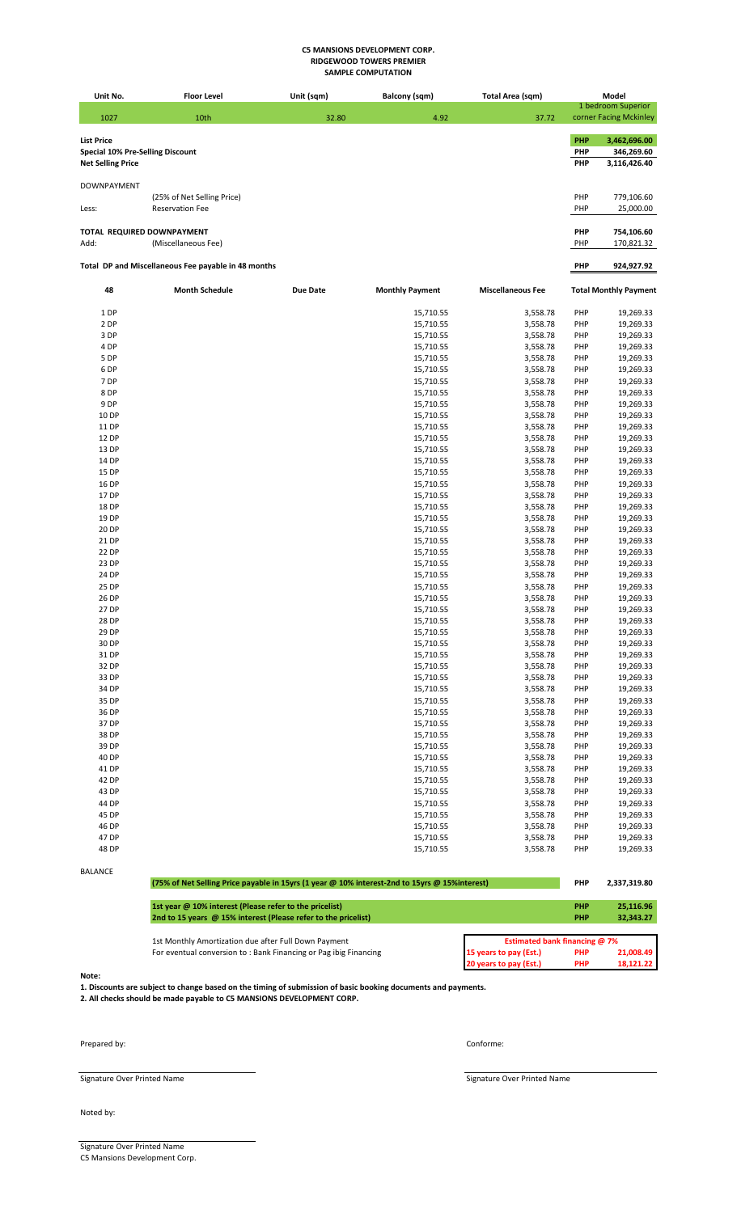**C5 MANSIONS DEVELOPMENT CORP.**
**RIDGEWOOD TOWERS PREMIER**
**SAMPLE COMPUTATION**

| Unit No. | Floor Level | Unit (sqm) | Balcony (sqm) | Total Area (sqm) | Model |
|---|---|---|---|---|---|
| 1027 | 10th | 32.80 | 4.92 | 37.72 | 1 bedroom Superior corner Facing Mckinley |

| | | | |
|---|---|---|---|
| **List Price** | | **PHP** | **3,462,696.00** |
| **Special 10% Pre-Selling Discount** | | **PHP** | **346,269.60** |
| **Net Selling Price** | | **PHP** | **3,116,426.40** |
| DOWNPAYMENT | | | |
| | (25% of Net Selling Price) | PHP | 779,106.60 |
| Less: | Reservation Fee | PHP | 25,000.00 |
| **TOTAL REQUIRED DOWNPAYMENT** | | **PHP** | **754,106.60** |
| Add: | (Miscellaneous Fee) | PHP | 170,821.32 |
| **Total DP and Miscellaneous Fee payable in 48 months** | | **PHP** | **924,927.92** |

| 48 | Month Schedule | Due Date | Monthly Payment | Miscellaneous Fee | | Total Monthly Payment |
|---|---|---|---|---|---|---|
| 1 DP | | | 15,710.55 | 3,558.78 | PHP | 19,269.33 |
| 2 DP | | | 15,710.55 | 3,558.78 | PHP | 19,269.33 |
| 3 DP | | | 15,710.55 | 3,558.78 | PHP | 19,269.33 |
| 4 DP | | | 15,710.55 | 3,558.78 | PHP | 19,269.33 |
| 5 DP | | | 15,710.55 | 3,558.78 | PHP | 19,269.33 |
| 6 DP | | | 15,710.55 | 3,558.78 | PHP | 19,269.33 |
| 7 DP | | | 15,710.55 | 3,558.78 | PHP | 19,269.33 |
| 8 DP | | | 15,710.55 | 3,558.78 | PHP | 19,269.33 |
| 9 DP | | | 15,710.55 | 3,558.78 | PHP | 19,269.33 |
| 10 DP | | | 15,710.55 | 3,558.78 | PHP | 19,269.33 |
| 11 DP | | | 15,710.55 | 3,558.78 | PHP | 19,269.33 |
| 12 DP | | | 15,710.55 | 3,558.78 | PHP | 19,269.33 |
| 13 DP | | | 15,710.55 | 3,558.78 | PHP | 19,269.33 |
| 14 DP | | | 15,710.55 | 3,558.78 | PHP | 19,269.33 |
| 15 DP | | | 15,710.55 | 3,558.78 | PHP | 19,269.33 |
| 16 DP | | | 15,710.55 | 3,558.78 | PHP | 19,269.33 |
| 17 DP | | | 15,710.55 | 3,558.78 | PHP | 19,269.33 |
| 18 DP | | | 15,710.55 | 3,558.78 | PHP | 19,269.33 |
| 19 DP | | | 15,710.55 | 3,558.78 | PHP | 19,269.33 |
| 20 DP | | | 15,710.55 | 3,558.78 | PHP | 19,269.33 |
| 21 DP | | | 15,710.55 | 3,558.78 | PHP | 19,269.33 |
| 22 DP | | | 15,710.55 | 3,558.78 | PHP | 19,269.33 |
| 23 DP | | | 15,710.55 | 3,558.78 | PHP | 19,269.33 |
| 24 DP | | | 15,710.55 | 3,558.78 | PHP | 19,269.33 |
| 25 DP | | | 15,710.55 | 3,558.78 | PHP | 19,269.33 |
| 26 DP | | | 15,710.55 | 3,558.78 | PHP | 19,269.33 |
| 27 DP | | | 15,710.55 | 3,558.78 | PHP | 19,269.33 |
| 28 DP | | | 15,710.55 | 3,558.78 | PHP | 19,269.33 |
| 29 DP | | | 15,710.55 | 3,558.78 | PHP | 19,269.33 |
| 30 DP | | | 15,710.55 | 3,558.78 | PHP | 19,269.33 |
| 31 DP | | | 15,710.55 | 3,558.78 | PHP | 19,269.33 |
| 32 DP | | | 15,710.55 | 3,558.78 | PHP | 19,269.33 |
| 33 DP | | | 15,710.55 | 3,558.78 | PHP | 19,269.33 |
| 34 DP | | | 15,710.55 | 3,558.78 | PHP | 19,269.33 |
| 35 DP | | | 15,710.55 | 3,558.78 | PHP | 19,269.33 |
| 36 DP | | | 15,710.55 | 3,558.78 | PHP | 19,269.33 |
| 37 DP | | | 15,710.55 | 3,558.78 | PHP | 19,269.33 |
| 38 DP | | | 15,710.55 | 3,558.78 | PHP | 19,269.33 |
| 39 DP | | | 15,710.55 | 3,558.78 | PHP | 19,269.33 |
| 40 DP | | | 15,710.55 | 3,558.78 | PHP | 19,269.33 |
| 41 DP | | | 15,710.55 | 3,558.78 | PHP | 19,269.33 |
| 42 DP | | | 15,710.55 | 3,558.78 | PHP | 19,269.33 |
| 43 DP | | | 15,710.55 | 3,558.78 | PHP | 19,269.33 |
| 44 DP | | | 15,710.55 | 3,558.78 | PHP | 19,269.33 |
| 45 DP | | | 15,710.55 | 3,558.78 | PHP | 19,269.33 |
| 46 DP | | | 15,710.55 | 3,558.78 | PHP | 19,269.33 |
| 47 DP | | | 15,710.55 | 3,558.78 | PHP | 19,269.33 |
| 48 DP | | | 15,710.55 | 3,558.78 | PHP | 19,269.33 |

BALANCE

| | | |
|---|---|---|
| **(75% of Net Selling Price payable in 15yrs (1 year @ 10% interest-2nd to 15yrs @ 15%interest)** | **PHP** | **2,337,319.80** |
| **1st year @ 10% interest (Please refer to the pricelist)** | **PHP** | **25,116.96** |
| **2nd to 15 years @ 15% interest (Please refer to the pricelist)** | **PHP** | **32,343.27** |

1st Monthly Amortization due after Full Down Payment
For eventual conversion to : Bank Financing or Pag ibig Financing

| **Estimated bank financing @ 7%** | | |
|---|---|---|
| **15 years to pay (Est.)** | **PHP** | **21,008.49** |
| **20 years to pay (Est.)** | **PHP** | **18,121.22** |

**Note:**

**1. Discounts are subject to change based on the timing of submission of basic booking documents and payments.**

**2. All checks should be made payable to C5 MANSIONS DEVELOPMENT CORP.**

Prepared by:

Signature Over Printed Name

Conforme:

Signature Over Printed Name

Noted by:

Signature Over Printed Name
C5 Mansions Development Corp.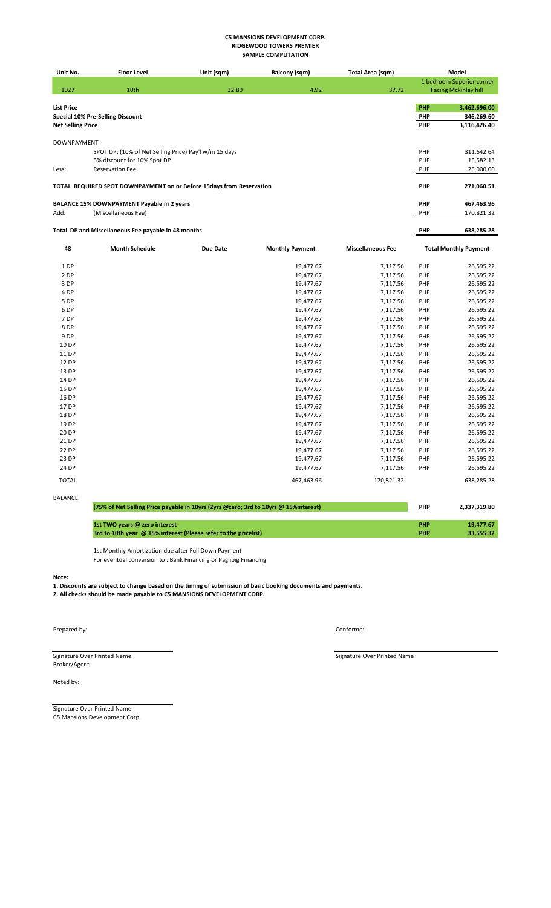**C5 MANSIONS DEVELOPMENT CORP.**
**RIDGEWOOD TOWERS PREMIER**
**SAMPLE COMPUTATION**

| Unit No. | Floor Level | Unit (sqm) | Balcony (sqm) | Total Area (sqm) | Model |
|---|---|---|---|---|---|
| 1027 | 10th | 32.80 | 4.92 | 37.72 | 1 bedroom Superior corner Facing Mckinley hill |

| | | | |
|---|---|---|---|
| **List Price** | | **PHP** | **3,462,696.00** |
| **Special 10% Pre-Selling Discount** | | **PHP** | **346,269.60** |
| **Net Selling Price** | | **PHP** | **3,116,426.40** |
| DOWNPAYMENT | | | |
| | SPOT DP: (10% of Net Selling Price) Pay'l w/in 15 days | PHP | 311,642.64 |
| | 5% discount for 10% Spot DP | PHP | 15,582.13 |
| Less: | Reservation Fee | PHP | 25,000.00 |
| **TOTAL REQUIRED SPOT DOWNPAYMENT on or Before 15days from Reservation** | | **PHP** | **271,060.51** |
| **BALANCE 15% DOWNPAYMENT Payable in 2 years** | | **PHP** | **467,463.96** |
| Add: | (Miscellaneous Fee) | PHP | 170,821.32 |
| **Total DP and Miscellaneous Fee payable in 48 months** | | **PHP** | **638,285.28** |

| 48 | Month Schedule | Due Date | Monthly Payment | Miscellaneous Fee | Total Monthly Payment | |
|---|---|---|---|---|---|---|
| 1 DP | | | 19,477.67 | 7,117.56 | PHP | 26,595.22 |
| 2 DP | | | 19,477.67 | 7,117.56 | PHP | 26,595.22 |
| 3 DP | | | 19,477.67 | 7,117.56 | PHP | 26,595.22 |
| 4 DP | | | 19,477.67 | 7,117.56 | PHP | 26,595.22 |
| 5 DP | | | 19,477.67 | 7,117.56 | PHP | 26,595.22 |
| 6 DP | | | 19,477.67 | 7,117.56 | PHP | 26,595.22 |
| 7 DP | | | 19,477.67 | 7,117.56 | PHP | 26,595.22 |
| 8 DP | | | 19,477.67 | 7,117.56 | PHP | 26,595.22 |
| 9 DP | | | 19,477.67 | 7,117.56 | PHP | 26,595.22 |
| 10 DP | | | 19,477.67 | 7,117.56 | PHP | 26,595.22 |
| 11 DP | | | 19,477.67 | 7,117.56 | PHP | 26,595.22 |
| 12 DP | | | 19,477.67 | 7,117.56 | PHP | 26,595.22 |
| 13 DP | | | 19,477.67 | 7,117.56 | PHP | 26,595.22 |
| 14 DP | | | 19,477.67 | 7,117.56 | PHP | 26,595.22 |
| 15 DP | | | 19,477.67 | 7,117.56 | PHP | 26,595.22 |
| 16 DP | | | 19,477.67 | 7,117.56 | PHP | 26,595.22 |
| 17 DP | | | 19,477.67 | 7,117.56 | PHP | 26,595.22 |
| 18 DP | | | 19,477.67 | 7,117.56 | PHP | 26,595.22 |
| 19 DP | | | 19,477.67 | 7,117.56 | PHP | 26,595.22 |
| 20 DP | | | 19,477.67 | 7,117.56 | PHP | 26,595.22 |
| 21 DP | | | 19,477.67 | 7,117.56 | PHP | 26,595.22 |
| 22 DP | | | 19,477.67 | 7,117.56 | PHP | 26,595.22 |
| 23 DP | | | 19,477.67 | 7,117.56 | PHP | 26,595.22 |
| 24 DP | | | 19,477.67 | 7,117.56 | PHP | 26,595.22 |
| TOTAL | | | 467,463.96 | 170,821.32 | | 638,285.28 |

BALANCE

| | | |
|---|---|---|
| **(75% of Net Selling Price payable in 10yrs (2yrs @zero; 3rd to 10yrs @ 15%interest)** | **PHP** | **2,337,319.80** |
| **1st TWO years @ zero interest** | **PHP** | **19,477.67** |
| **3rd to 10th year @ 15% interest (Please refer to the pricelist)** | **PHP** | **33,555.32** |

1st Monthly Amortization due after Full Down Payment

For eventual conversion to : Bank Financing or Pag ibig Financing

**Note:**

**1. Discounts are subject to change based on the timing of submission of basic booking documents and payments.**

**2. All checks should be made payable to C5 MANSIONS DEVELOPMENT CORP.**

Prepared by:

Conforme:

Signature Over Printed Name
Broker/Agent

Signature Over Printed Name

Noted by:

Signature Over Printed Name
C5 Mansions Development Corp.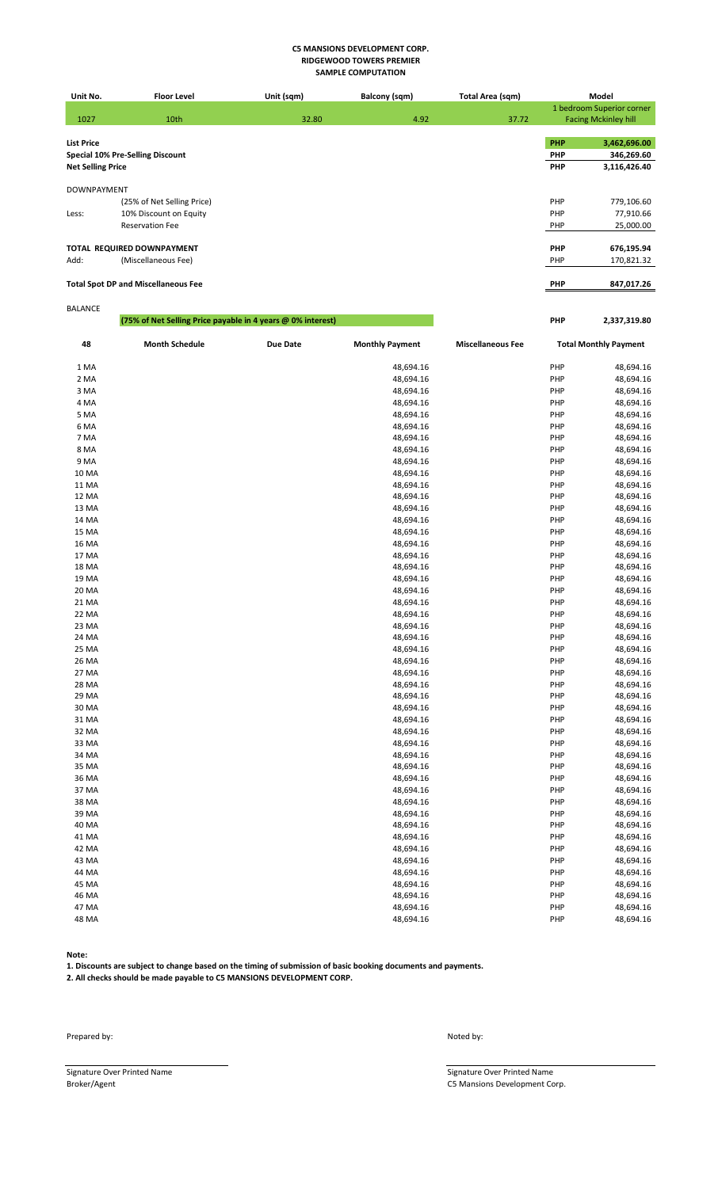**C5 MANSIONS DEVELOPMENT CORP.**
**RIDGEWOOD TOWERS PREMIER**
**SAMPLE COMPUTATION**

| Unit No. | Floor Level | Unit (sqm) | Balcony (sqm) | Total Area (sqm) | Model |
|---|---|---|---|---|---|
| 1027 | 10th | 32.80 | 4.92 | 37.72 | 1 bedroom Superior corner Facing Mckinley hill |

| | | | |
|---|---|---|---|
| **List Price** | | **PHP** | **3,462,696.00** |
| **Special 10% Pre-Selling Discount** | | **PHP** | **346,269.60** |
| **Net Selling Price** | | **PHP** | **3,116,426.40** |
| DOWNPAYMENT | | | |
| | (25% of Net Selling Price) | PHP | 779,106.60 |
| Less: | 10% Discount on Equity | PHP | 77,910.66 |
| | Reservation Fee | PHP | 25,000.00 |
| **TOTAL REQUIRED DOWNPAYMENT** | | **PHP** | **676,195.94** |
| Add: | (Miscellaneous Fee) | PHP | 170,821.32 |
| **Total Spot DP and Miscellaneous Fee** | | **PHP** | **847,017.26** |

BALANCE

**(75% of Net Selling Price payable in 4 years @ 0% interest)** — **PHP 2,337,319.80**

| 48 | Month Schedule | Due Date | Monthly Payment | Miscellaneous Fee | Total Monthly Payment | |
|---|---|---|---|---|---|---|
| 1 MA | | | 48,694.16 | | PHP | 48,694.16 |
| 2 MA | | | 48,694.16 | | PHP | 48,694.16 |
| 3 MA | | | 48,694.16 | | PHP | 48,694.16 |
| 4 MA | | | 48,694.16 | | PHP | 48,694.16 |
| 5 MA | | | 48,694.16 | | PHP | 48,694.16 |
| 6 MA | | | 48,694.16 | | PHP | 48,694.16 |
| 7 MA | | | 48,694.16 | | PHP | 48,694.16 |
| 8 MA | | | 48,694.16 | | PHP | 48,694.16 |
| 9 MA | | | 48,694.16 | | PHP | 48,694.16 |
| 10 MA | | | 48,694.16 | | PHP | 48,694.16 |
| 11 MA | | | 48,694.16 | | PHP | 48,694.16 |
| 12 MA | | | 48,694.16 | | PHP | 48,694.16 |
| 13 MA | | | 48,694.16 | | PHP | 48,694.16 |
| 14 MA | | | 48,694.16 | | PHP | 48,694.16 |
| 15 MA | | | 48,694.16 | | PHP | 48,694.16 |
| 16 MA | | | 48,694.16 | | PHP | 48,694.16 |
| 17 MA | | | 48,694.16 | | PHP | 48,694.16 |
| 18 MA | | | 48,694.16 | | PHP | 48,694.16 |
| 19 MA | | | 48,694.16 | | PHP | 48,694.16 |
| 20 MA | | | 48,694.16 | | PHP | 48,694.16 |
| 21 MA | | | 48,694.16 | | PHP | 48,694.16 |
| 22 MA | | | 48,694.16 | | PHP | 48,694.16 |
| 23 MA | | | 48,694.16 | | PHP | 48,694.16 |
| 24 MA | | | 48,694.16 | | PHP | 48,694.16 |
| 25 MA | | | 48,694.16 | | PHP | 48,694.16 |
| 26 MA | | | 48,694.16 | | PHP | 48,694.16 |
| 27 MA | | | 48,694.16 | | PHP | 48,694.16 |
| 28 MA | | | 48,694.16 | | PHP | 48,694.16 |
| 29 MA | | | 48,694.16 | | PHP | 48,694.16 |
| 30 MA | | | 48,694.16 | | PHP | 48,694.16 |
| 31 MA | | | 48,694.16 | | PHP | 48,694.16 |
| 32 MA | | | 48,694.16 | | PHP | 48,694.16 |
| 33 MA | | | 48,694.16 | | PHP | 48,694.16 |
| 34 MA | | | 48,694.16 | | PHP | 48,694.16 |
| 35 MA | | | 48,694.16 | | PHP | 48,694.16 |
| 36 MA | | | 48,694.16 | | PHP | 48,694.16 |
| 37 MA | | | 48,694.16 | | PHP | 48,694.16 |
| 38 MA | | | 48,694.16 | | PHP | 48,694.16 |
| 39 MA | | | 48,694.16 | | PHP | 48,694.16 |
| 40 MA | | | 48,694.16 | | PHP | 48,694.16 |
| 41 MA | | | 48,694.16 | | PHP | 48,694.16 |
| 42 MA | | | 48,694.16 | | PHP | 48,694.16 |
| 43 MA | | | 48,694.16 | | PHP | 48,694.16 |
| 44 MA | | | 48,694.16 | | PHP | 48,694.16 |
| 45 MA | | | 48,694.16 | | PHP | 48,694.16 |
| 46 MA | | | 48,694.16 | | PHP | 48,694.16 |
| 47 MA | | | 48,694.16 | | PHP | 48,694.16 |
| 48 MA | | | 48,694.16 | | PHP | 48,694.16 |

**Note:**

**1. Discounts are subject to change based on the timing of submission of basic booking documents and payments.**

**2. All checks should be made payable to C5 MANSIONS DEVELOPMENT CORP.**

Prepared by:

Signature Over Printed Name
Broker/Agent

Noted by:

Signature Over Printed Name
C5 Mansions Development Corp.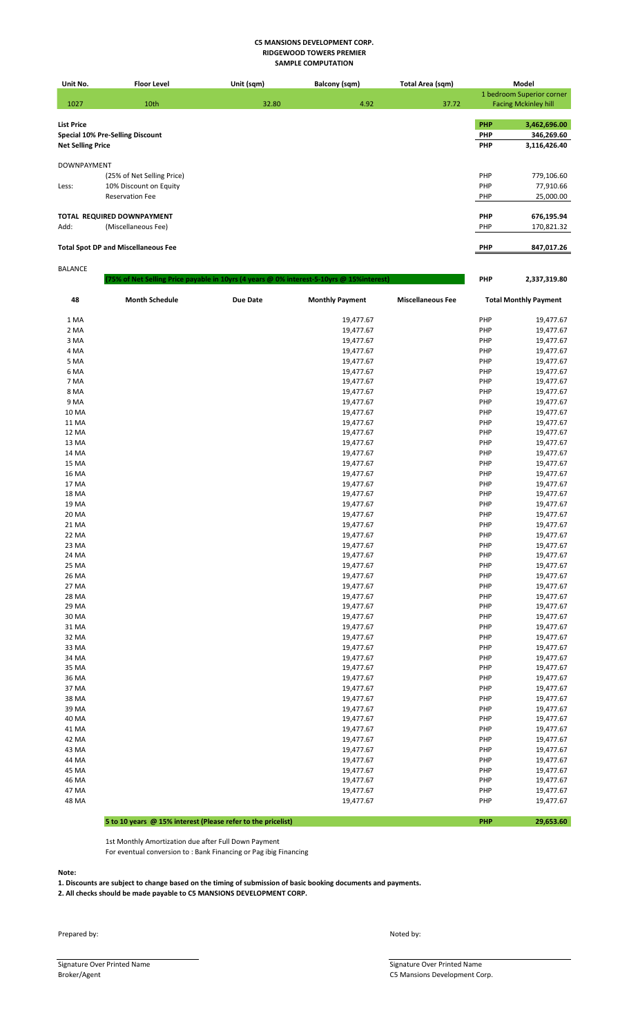**C5 MANSIONS DEVELOPMENT CORP.**
**RIDGEWOOD TOWERS PREMIER**
**SAMPLE COMPUTATION**

| Unit No. | Floor Level | Unit (sqm) | Balcony (sqm) | Total Area (sqm) | Model |
|---|---|---|---|---|---|
| 1027 | 10th | 32.80 | 4.92 | 37.72 | 1 bedroom Superior corner Facing Mckinley hill |

| | | | |
|---|---|---|---|
| **List Price** | | **PHP** | **3,462,696.00** |
| **Special 10% Pre-Selling Discount** | | **PHP** | **346,269.60** |
| **Net Selling Price** | | **PHP** | **3,116,426.40** |
| DOWNPAYMENT | | | |
| | (25% of Net Selling Price) | PHP | 779,106.60 |
| Less: | 10% Discount on Equity | PHP | 77,910.66 |
| | Reservation Fee | PHP | 25,000.00 |
| **TOTAL REQUIRED DOWNPAYMENT** | | **PHP** | **676,195.94** |
| Add: | (Miscellaneous Fee) | PHP | 170,821.32 |
| **Total Spot DP and Miscellaneous Fee** | | **PHP** | **847,017.26** |

BALANCE

**(75% of Net Selling Price payable in 10yrs (4 years @ 0% interest-5-10yrs @ 15%interest)** — **PHP** **2,337,319.80**

| 48 | Month Schedule | Due Date | Monthly Payment | Miscellaneous Fee | | Total Monthly Payment |
|---|---|---|---|---|---|---|
| 1 MA | | | 19,477.67 | | PHP | 19,477.67 |
| 2 MA | | | 19,477.67 | | PHP | 19,477.67 |
| 3 MA | | | 19,477.67 | | PHP | 19,477.67 |
| 4 MA | | | 19,477.67 | | PHP | 19,477.67 |
| 5 MA | | | 19,477.67 | | PHP | 19,477.67 |
| 6 MA | | | 19,477.67 | | PHP | 19,477.67 |
| 7 MA | | | 19,477.67 | | PHP | 19,477.67 |
| 8 MA | | | 19,477.67 | | PHP | 19,477.67 |
| 9 MA | | | 19,477.67 | | PHP | 19,477.67 |
| 10 MA | | | 19,477.67 | | PHP | 19,477.67 |
| 11 MA | | | 19,477.67 | | PHP | 19,477.67 |
| 12 MA | | | 19,477.67 | | PHP | 19,477.67 |
| 13 MA | | | 19,477.67 | | PHP | 19,477.67 |
| 14 MA | | | 19,477.67 | | PHP | 19,477.67 |
| 15 MA | | | 19,477.67 | | PHP | 19,477.67 |
| 16 MA | | | 19,477.67 | | PHP | 19,477.67 |
| 17 MA | | | 19,477.67 | | PHP | 19,477.67 |
| 18 MA | | | 19,477.67 | | PHP | 19,477.67 |
| 19 MA | | | 19,477.67 | | PHP | 19,477.67 |
| 20 MA | | | 19,477.67 | | PHP | 19,477.67 |
| 21 MA | | | 19,477.67 | | PHP | 19,477.67 |
| 22 MA | | | 19,477.67 | | PHP | 19,477.67 |
| 23 MA | | | 19,477.67 | | PHP | 19,477.67 |
| 24 MA | | | 19,477.67 | | PHP | 19,477.67 |
| 25 MA | | | 19,477.67 | | PHP | 19,477.67 |
| 26 MA | | | 19,477.67 | | PHP | 19,477.67 |
| 27 MA | | | 19,477.67 | | PHP | 19,477.67 |
| 28 MA | | | 19,477.67 | | PHP | 19,477.67 |
| 29 MA | | | 19,477.67 | | PHP | 19,477.67 |
| 30 MA | | | 19,477.67 | | PHP | 19,477.67 |
| 31 MA | | | 19,477.67 | | PHP | 19,477.67 |
| 32 MA | | | 19,477.67 | | PHP | 19,477.67 |
| 33 MA | | | 19,477.67 | | PHP | 19,477.67 |
| 34 MA | | | 19,477.67 | | PHP | 19,477.67 |
| 35 MA | | | 19,477.67 | | PHP | 19,477.67 |
| 36 MA | | | 19,477.67 | | PHP | 19,477.67 |
| 37 MA | | | 19,477.67 | | PHP | 19,477.67 |
| 38 MA | | | 19,477.67 | | PHP | 19,477.67 |
| 39 MA | | | 19,477.67 | | PHP | 19,477.67 |
| 40 MA | | | 19,477.67 | | PHP | 19,477.67 |
| 41 MA | | | 19,477.67 | | PHP | 19,477.67 |
| 42 MA | | | 19,477.67 | | PHP | 19,477.67 |
| 43 MA | | | 19,477.67 | | PHP | 19,477.67 |
| 44 MA | | | 19,477.67 | | PHP | 19,477.67 |
| 45 MA | | | 19,477.67 | | PHP | 19,477.67 |
| 46 MA | | | 19,477.67 | | PHP | 19,477.67 |
| 47 MA | | | 19,477.67 | | PHP | 19,477.67 |
| 48 MA | | | 19,477.67 | | PHP | 19,477.67 |

**5 to 10 years @ 15% interest (Please refer to the pricelist)** — **PHP** **29,653.60**

1st Monthly Amortization due after Full Down Payment
For eventual conversion to : Bank Financing or Pag ibig Financing

**Note:**

**1. Discounts are subject to change based on the timing of submission of basic booking documents and payments.**
**2. All checks should be made payable to C5 MANSIONS DEVELOPMENT CORP.**

Prepared by:

Signature Over Printed Name
Broker/Agent

Noted by:

Signature Over Printed Name
C5 Mansions Development Corp.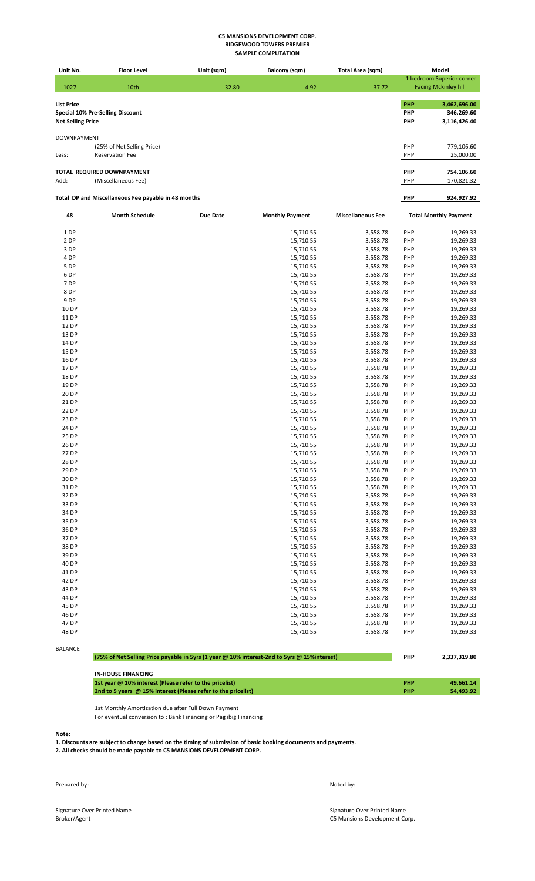**C5 MANSIONS DEVELOPMENT CORP.**
**RIDGEWOOD TOWERS PREMIER**
**SAMPLE COMPUTATION**

| Unit No. | Floor Level | Unit (sqm) | Balcony (sqm) | Total Area (sqm) | Model |
|---|---|---|---|---|---|
| 1027 | 10th | 32.80 | 4.92 | 37.72 | 1 bedroom Superior corner Facing Mckinley hill |

| | | | |
|---|---|---|---|
| **List Price** | | **PHP** | **3,462,696.00** |
| **Special 10% Pre-Selling Discount** | | **PHP** | **346,269.60** |
| **Net Selling Price** | | **PHP** | **3,116,426.40** |
| DOWNPAYMENT | | | |
| | (25% of Net Selling Price) | PHP | 779,106.60 |
| Less: | Reservation Fee | PHP | 25,000.00 |
| **TOTAL REQUIRED DOWNPAYMENT** | | **PHP** | **754,106.60** |
| Add: | (Miscellaneous Fee) | PHP | 170,821.32 |
| **Total DP and Miscellaneous Fee payable in 48 months** | | **PHP** | **924,927.92** |

| 48 | Month Schedule | Due Date | Monthly Payment | Miscellaneous Fee | Total Monthly Payment |
|---|---|---|---|---|---|
| 1 DP | | | 15,710.55 | 3,558.78 | PHP 19,269.33 |
| 2 DP | | | 15,710.55 | 3,558.78 | PHP 19,269.33 |
| 3 DP | | | 15,710.55 | 3,558.78 | PHP 19,269.33 |
| 4 DP | | | 15,710.55 | 3,558.78 | PHP 19,269.33 |
| 5 DP | | | 15,710.55 | 3,558.78 | PHP 19,269.33 |
| 6 DP | | | 15,710.55 | 3,558.78 | PHP 19,269.33 |
| 7 DP | | | 15,710.55 | 3,558.78 | PHP 19,269.33 |
| 8 DP | | | 15,710.55 | 3,558.78 | PHP 19,269.33 |
| 9 DP | | | 15,710.55 | 3,558.78 | PHP 19,269.33 |
| 10 DP | | | 15,710.55 | 3,558.78 | PHP 19,269.33 |
| 11 DP | | | 15,710.55 | 3,558.78 | PHP 19,269.33 |
| 12 DP | | | 15,710.55 | 3,558.78 | PHP 19,269.33 |
| 13 DP | | | 15,710.55 | 3,558.78 | PHP 19,269.33 |
| 14 DP | | | 15,710.55 | 3,558.78 | PHP 19,269.33 |
| 15 DP | | | 15,710.55 | 3,558.78 | PHP 19,269.33 |
| 16 DP | | | 15,710.55 | 3,558.78 | PHP 19,269.33 |
| 17 DP | | | 15,710.55 | 3,558.78 | PHP 19,269.33 |
| 18 DP | | | 15,710.55 | 3,558.78 | PHP 19,269.33 |
| 19 DP | | | 15,710.55 | 3,558.78 | PHP 19,269.33 |
| 20 DP | | | 15,710.55 | 3,558.78 | PHP 19,269.33 |
| 21 DP | | | 15,710.55 | 3,558.78 | PHP 19,269.33 |
| 22 DP | | | 15,710.55 | 3,558.78 | PHP 19,269.33 |
| 23 DP | | | 15,710.55 | 3,558.78 | PHP 19,269.33 |
| 24 DP | | | 15,710.55 | 3,558.78 | PHP 19,269.33 |
| 25 DP | | | 15,710.55 | 3,558.78 | PHP 19,269.33 |
| 26 DP | | | 15,710.55 | 3,558.78 | PHP 19,269.33 |
| 27 DP | | | 15,710.55 | 3,558.78 | PHP 19,269.33 |
| 28 DP | | | 15,710.55 | 3,558.78 | PHP 19,269.33 |
| 29 DP | | | 15,710.55 | 3,558.78 | PHP 19,269.33 |
| 30 DP | | | 15,710.55 | 3,558.78 | PHP 19,269.33 |
| 31 DP | | | 15,710.55 | 3,558.78 | PHP 19,269.33 |
| 32 DP | | | 15,710.55 | 3,558.78 | PHP 19,269.33 |
| 33 DP | | | 15,710.55 | 3,558.78 | PHP 19,269.33 |
| 34 DP | | | 15,710.55 | 3,558.78 | PHP 19,269.33 |
| 35 DP | | | 15,710.55 | 3,558.78 | PHP 19,269.33 |
| 36 DP | | | 15,710.55 | 3,558.78 | PHP 19,269.33 |
| 37 DP | | | 15,710.55 | 3,558.78 | PHP 19,269.33 |
| 38 DP | | | 15,710.55 | 3,558.78 | PHP 19,269.33 |
| 39 DP | | | 15,710.55 | 3,558.78 | PHP 19,269.33 |
| 40 DP | | | 15,710.55 | 3,558.78 | PHP 19,269.33 |
| 41 DP | | | 15,710.55 | 3,558.78 | PHP 19,269.33 |
| 42 DP | | | 15,710.55 | 3,558.78 | PHP 19,269.33 |
| 43 DP | | | 15,710.55 | 3,558.78 | PHP 19,269.33 |
| 44 DP | | | 15,710.55 | 3,558.78 | PHP 19,269.33 |
| 45 DP | | | 15,710.55 | 3,558.78 | PHP 19,269.33 |
| 46 DP | | | 15,710.55 | 3,558.78 | PHP 19,269.33 |
| 47 DP | | | 15,710.55 | 3,558.78 | PHP 19,269.33 |
| 48 DP | | | 15,710.55 | 3,558.78 | PHP 19,269.33 |

BALANCE

| | | |
|---|---|---|
| **(75% of Net Selling Price payable in 5yrs (1 year @ 10% interest-2nd to 5yrs @ 15%interest)** | **PHP** | **2,337,319.80** |
| **IN-HOUSE FINANCING** | | |
| **1st year @ 10% interest (Please refer to the pricelist)** | **PHP** | **49,661.14** |
| **2nd to 5 years @ 15% interest (Please refer to the pricelist)** | **PHP** | **54,493.92** |

1st Monthly Amortization due after Full Down Payment
For eventual conversion to : Bank Financing or Pag ibig Financing

**Note:**

**1. Discounts are subject to change based on the timing of submission of basic booking documents and payments.**
**2. All checks should be made payable to C5 MANSIONS DEVELOPMENT CORP.**

Prepared by: Noted by:

Signature Over Printed Name
Broker/Agent

Signature Over Printed Name
C5 Mansions Development Corp.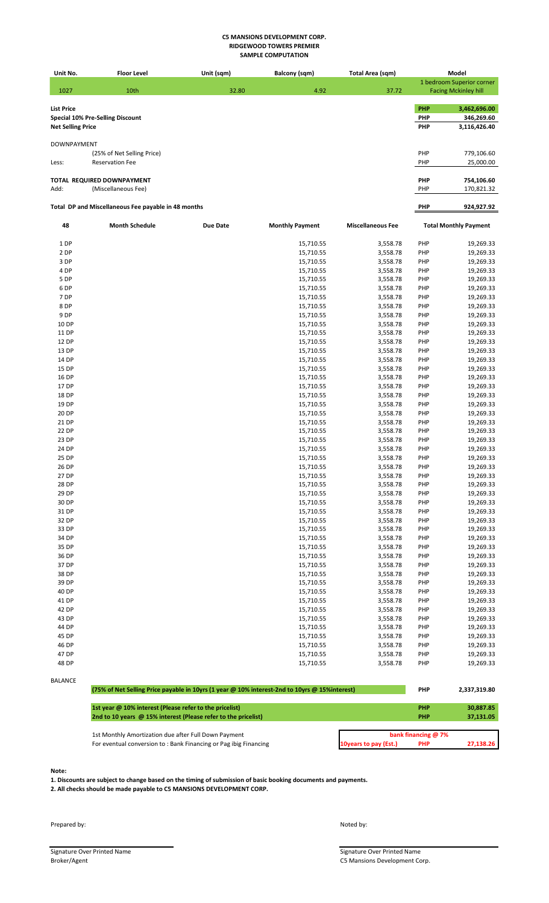**C5 MANSIONS DEVELOPMENT CORP.**
**RIDGEWOOD TOWERS PREMIER**
**SAMPLE COMPUTATION**

| Unit No. | Floor Level | Unit (sqm) | Balcony (sqm) | Total Area (sqm) | Model |
|---|---|---|---|---|---|
| 1027 | 10th | 32.80 | 4.92 | 37.72 | 1 bedroom Superior corner Facing Mckinley hill |

| | | | |
|---|---|---|---|
| **List Price** | | **PHP** | **3,462,696.00** |
| **Special 10% Pre-Selling Discount** | | **PHP** | **346,269.60** |
| **Net Selling Price** | | **PHP** | **3,116,426.40** |
| DOWNPAYMENT | | | |
| | (25% of Net Selling Price) | PHP | 779,106.60 |
| Less: | Reservation Fee | PHP | 25,000.00 |
| **TOTAL REQUIRED DOWNPAYMENT** | | **PHP** | **754,106.60** |
| Add: | (Miscellaneous Fee) | PHP | 170,821.32 |
| **Total DP and Miscellaneous Fee payable in 48 months** | | **PHP** | **924,927.92** |

| 48 | Month Schedule | Due Date | Monthly Payment | Miscellaneous Fee | Total Monthly Payment | |
|---|---|---|---|---|---|---|
| 1 DP | | | 15,710.55 | 3,558.78 | PHP | 19,269.33 |
| 2 DP | | | 15,710.55 | 3,558.78 | PHP | 19,269.33 |
| 3 DP | | | 15,710.55 | 3,558.78 | PHP | 19,269.33 |
| 4 DP | | | 15,710.55 | 3,558.78 | PHP | 19,269.33 |
| 5 DP | | | 15,710.55 | 3,558.78 | PHP | 19,269.33 |
| 6 DP | | | 15,710.55 | 3,558.78 | PHP | 19,269.33 |
| 7 DP | | | 15,710.55 | 3,558.78 | PHP | 19,269.33 |
| 8 DP | | | 15,710.55 | 3,558.78 | PHP | 19,269.33 |
| 9 DP | | | 15,710.55 | 3,558.78 | PHP | 19,269.33 |
| 10 DP | | | 15,710.55 | 3,558.78 | PHP | 19,269.33 |
| 11 DP | | | 15,710.55 | 3,558.78 | PHP | 19,269.33 |
| 12 DP | | | 15,710.55 | 3,558.78 | PHP | 19,269.33 |
| 13 DP | | | 15,710.55 | 3,558.78 | PHP | 19,269.33 |
| 14 DP | | | 15,710.55 | 3,558.78 | PHP | 19,269.33 |
| 15 DP | | | 15,710.55 | 3,558.78 | PHP | 19,269.33 |
| 16 DP | | | 15,710.55 | 3,558.78 | PHP | 19,269.33 |
| 17 DP | | | 15,710.55 | 3,558.78 | PHP | 19,269.33 |
| 18 DP | | | 15,710.55 | 3,558.78 | PHP | 19,269.33 |
| 19 DP | | | 15,710.55 | 3,558.78 | PHP | 19,269.33 |
| 20 DP | | | 15,710.55 | 3,558.78 | PHP | 19,269.33 |
| 21 DP | | | 15,710.55 | 3,558.78 | PHP | 19,269.33 |
| 22 DP | | | 15,710.55 | 3,558.78 | PHP | 19,269.33 |
| 23 DP | | | 15,710.55 | 3,558.78 | PHP | 19,269.33 |
| 24 DP | | | 15,710.55 | 3,558.78 | PHP | 19,269.33 |
| 25 DP | | | 15,710.55 | 3,558.78 | PHP | 19,269.33 |
| 26 DP | | | 15,710.55 | 3,558.78 | PHP | 19,269.33 |
| 27 DP | | | 15,710.55 | 3,558.78 | PHP | 19,269.33 |
| 28 DP | | | 15,710.55 | 3,558.78 | PHP | 19,269.33 |
| 29 DP | | | 15,710.55 | 3,558.78 | PHP | 19,269.33 |
| 30 DP | | | 15,710.55 | 3,558.78 | PHP | 19,269.33 |
| 31 DP | | | 15,710.55 | 3,558.78 | PHP | 19,269.33 |
| 32 DP | | | 15,710.55 | 3,558.78 | PHP | 19,269.33 |
| 33 DP | | | 15,710.55 | 3,558.78 | PHP | 19,269.33 |
| 34 DP | | | 15,710.55 | 3,558.78 | PHP | 19,269.33 |
| 35 DP | | | 15,710.55 | 3,558.78 | PHP | 19,269.33 |
| 36 DP | | | 15,710.55 | 3,558.78 | PHP | 19,269.33 |
| 37 DP | | | 15,710.55 | 3,558.78 | PHP | 19,269.33 |
| 38 DP | | | 15,710.55 | 3,558.78 | PHP | 19,269.33 |
| 39 DP | | | 15,710.55 | 3,558.78 | PHP | 19,269.33 |
| 40 DP | | | 15,710.55 | 3,558.78 | PHP | 19,269.33 |
| 41 DP | | | 15,710.55 | 3,558.78 | PHP | 19,269.33 |
| 42 DP | | | 15,710.55 | 3,558.78 | PHP | 19,269.33 |
| 43 DP | | | 15,710.55 | 3,558.78 | PHP | 19,269.33 |
| 44 DP | | | 15,710.55 | 3,558.78 | PHP | 19,269.33 |
| 45 DP | | | 15,710.55 | 3,558.78 | PHP | 19,269.33 |
| 46 DP | | | 15,710.55 | 3,558.78 | PHP | 19,269.33 |
| 47 DP | | | 15,710.55 | 3,558.78 | PHP | 19,269.33 |
| 48 DP | | | 15,710.55 | 3,558.78 | PHP | 19,269.33 |

BALANCE

| | | |
|---|---|---|
| **(75% of Net Selling Price payable in 10yrs (1 year @ 10% interest-2nd to 10yrs @ 15%interest)** | **PHP** | **2,337,319.80** |
| **1st year @ 10% interest (Please refer to the pricelist)** | **PHP** | **30,887.85** |
| **2nd to 10 years @ 15% interest (Please refer to the pricelist)** | **PHP** | **37,131.05** |

| | | | |
|---|---|---|---|
| 1st Monthly Amortization due after Full Down Payment | **bank financing @ 7%** | | |
| For eventual conversion to : Bank Financing or Pag ibig Financing | **10years to pay (Est.)** | **PHP** | **27,138.26** |

**Note:**

**1. Discounts are subject to change based on the timing of submission of basic booking documents and payments.**

**2. All checks should be made payable to C5 MANSIONS DEVELOPMENT CORP.**

Prepared by: Noted by:

Signature Over Printed Name
Broker/Agent

Signature Over Printed Name
C5 Mansions Development Corp.